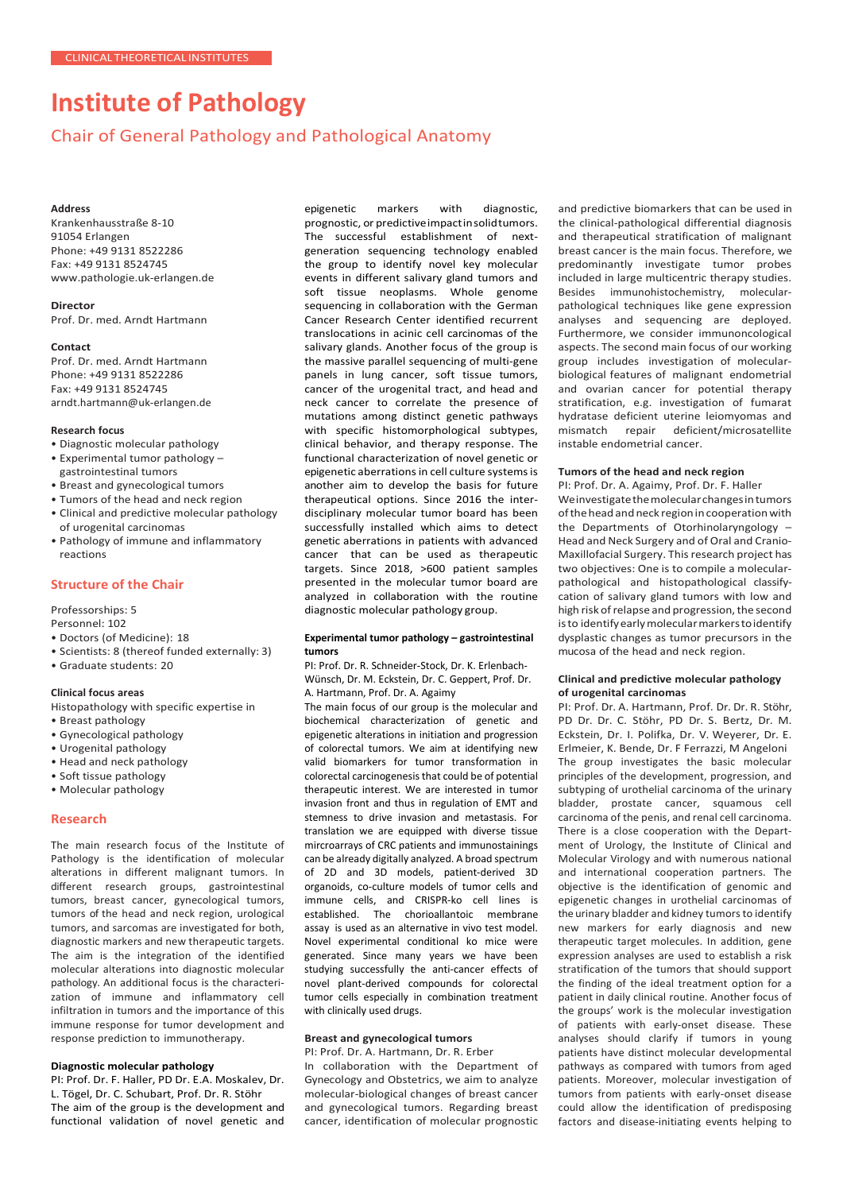CLINICAL THEORETICAL INSTITUTES

# Institute of Pathology

## Chair of General Pathology and Pathological Anatomy

**Address**
Krankenhausstraße 8-10
91054 Erlangen
Phone: +49 9131 8522286
Fax: +49 9131 8524745
www.pathologie.uk-erlangen.de

**Director**
Prof. Dr. med. Arndt Hartmann

**Contact**
Prof. Dr. med. Arndt Hartmann
Phone: +49 9131 8522286
Fax: +49 9131 8524745
arndt.hartmann@uk-erlangen.de

**Research focus**

- Diagnostic molecular pathology
- Experimental tumor pathology – gastrointestinal tumors
- Breast and gynecological tumors
- Tumors of the head and neck region
- Clinical and predictive molecular pathology of urogenital carcinomas
- Pathology of immune and inflammatory reactions

### Structure of the Chair

Professorships: 5
Personnel: 102

- Doctors (of Medicine): 18
- Scientists: 8 (thereof funded externally: 3)
- Graduate students: 20

**Clinical focus areas**

Histopathology with specific expertise in

- Breast pathology
- Gynecological pathology
- Urogenital pathology
- Head and neck pathology
- Soft tissue pathology
- Molecular pathology

### Research

The main research focus of the Institute of Pathology is the identification of molecular alterations in different malignant tumors. In different research groups, gastrointestinal tumors, breast cancer, gynecological tumors, tumors of the head and neck region, urological tumors, and sarcomas are investigated for both, diagnostic markers and new therapeutic targets. The aim is the integration of the identified molecular alterations into diagnostic molecular pathology. An additional focus is the characterization of immune and inflammatory cell infiltration in tumors and the importance of this immune response for tumor development and response prediction to immunotherapy.

#### Diagnostic molecular pathology

PI: Prof. Dr. F. Haller, PD Dr. E.A. Moskalev, Dr. L. Tögel, Dr. C. Schubart, Prof. Dr. R. Stöhr

The aim of the group is the development and functional validation of novel genetic and epigenetic markers with diagnostic, prognostic, or predictive impact in solid tumors. The successful establishment of next-generation sequencing technology enabled the group to identify novel key molecular events in different salivary gland tumors and soft tissue neoplasms. Whole genome sequencing in collaboration with the German Cancer Research Center identified recurrent translocations in acinic cell carcinomas of the salivary glands. Another focus of the group is the massive parallel sequencing of multi-gene panels in lung cancer, soft tissue tumors, cancer of the urogenital tract, and head and neck cancer to correlate the presence of mutations among distinct genetic pathways with specific histomorphological subtypes, clinical behavior, and therapy response. The functional characterization of novel genetic or epigenetic aberrations in cell culture systems is another aim to develop the basis for future therapeutical options. Since 2016 the interdisciplinary molecular tumor board has been successfully installed which aims to detect genetic aberrations in patients with advanced cancer that can be used as therapeutic targets. Since 2018, >600 patient samples presented in the molecular tumor board are analyzed in collaboration with the routine diagnostic molecular pathology group.

#### Experimental tumor pathology – gastrointestinal tumors

PI: Prof. Dr. R. Schneider-Stock, Dr. K. Erlenbach-Wünsch, Dr. M. Eckstein, Dr. C. Geppert, Prof. Dr. A. Hartmann, Prof. Dr. A. Agaimy

The main focus of our group is the molecular and biochemical characterization of genetic and epigenetic alterations in initiation and progression of colorectal tumors. We aim at identifying new valid biomarkers for tumor transformation in colorectal carcinogenesis that could be of potential therapeutic interest. We are interested in tumor invasion front and thus in regulation of EMT and stemness to drive invasion and metastasis. For translation we are equipped with diverse tissue mircroarrays of CRC patients and immunostainings can be already digitally analyzed. A broad spectrum of 2D and 3D models, patient-derived 3D organoids, co-culture models of tumor cells and immune cells, and CRISPR-ko cell lines is established. The chorioallantoic membrane assay is used as an alternative in vivo test model. Novel experimental conditional ko mice were generated. Since many years we have been studying successfully the anti-cancer effects of novel plant-derived compounds for colorectal tumor cells especially in combination treatment with clinically used drugs.

#### Breast and gynecological tumors

PI: Prof. Dr. A. Hartmann, Dr. R. Erber

In collaboration with the Department of Gynecology and Obstetrics, we aim to analyze molecular-biological changes of breast cancer and gynecological tumors. Regarding breast cancer, identification of molecular prognostic and predictive biomarkers that can be used in the clinical-pathological differential diagnosis and therapeutical stratification of malignant breast cancer is the main focus. Therefore, we predominantly investigate tumor probes included in large multicentric therapy studies. Besides immunohistochemistry, molecular-pathological techniques like gene expression analyses and sequencing are deployed. Furthermore, we consider immunoncological aspects. The second main focus of our working group includes investigation of molecular-biological features of malignant endometrial and ovarian cancer for potential therapy stratification, e.g. investigation of fumarat hydratase deficient uterine leiomyomas and mismatch repair deficient/microsatellite instable endometrial cancer.

#### Tumors of the head and neck region

PI: Prof. Dr. A. Agaimy, Prof. Dr. F. Haller

We investigate the molecular changes in tumors of the head and neck region in cooperation with the Departments of Otorhinolaryngology – Head and Neck Surgery and of Oral and Cranio-Maxillofacial Surgery. This research project has two objectives: One is to compile a molecular-pathological and histopathological classification of salivary gland tumors with low and high risk of relapse and progression, the second is to identify early molecular markers to identify dysplastic changes as tumor precursors in the mucosa of the head and neck region.

#### Clinical and predictive molecular pathology of urogenital carcinomas

PI: Prof. Dr. A. Hartmann, Prof. Dr. Dr. R. Stöhr, PD Dr. Dr. C. Stöhr, PD Dr. S. Bertz, Dr. M. Eckstein, Dr. I. Polifka, Dr. V. Weyerer, Dr. E. Erlmeier, K. Bende, Dr. F Ferrazzi, M Angeloni

The group investigates the basic molecular principles of the development, progression, and subtyping of urothelial carcinoma of the urinary bladder, prostate cancer, squamous cell carcinoma of the penis, and renal cell carcinoma. There is a close cooperation with the Department of Urology, the Institute of Clinical and Molecular Virology and with numerous national and international cooperation partners. The objective is the identification of genomic and epigenetic changes in urothelial carcinomas of the urinary bladder and kidney tumors to identify new markers for early diagnosis and new therapeutic target molecules. In addition, gene expression analyses are used to establish a risk stratification of the tumors that should support the finding of the ideal treatment option for a patient in daily clinical routine. Another focus of the groups' work is the molecular investigation of patients with early-onset disease. These analyses should clarify if tumors in young patients have distinct molecular developmental pathways as compared with tumors from aged patients. Moreover, molecular investigation of tumors from patients with early-onset disease could allow the identification of predisposing factors and disease-initiating events helping to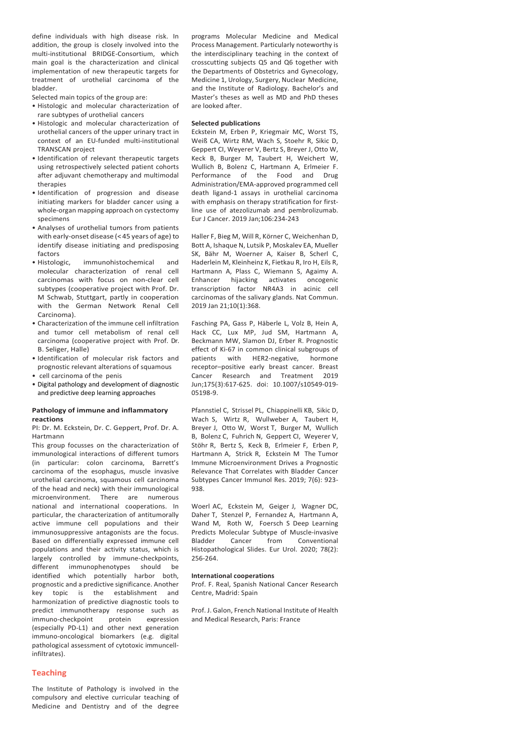define individuals with high disease risk. In addition, the group is closely involved into the multi-institutional BRIDGE-Consortium, which main goal is the characterization and clinical implementation of new therapeutic targets for treatment of urothelial carcinoma of the bladder.

Selected main topics of the group are:

- Histologic and molecular characterization of rare subtypes of urothelial cancers
- Histologic and molecular characterization of urothelial cancers of the upper urinary tract in context of an EU-funded multi-institutional TRANSCAN project
- Identification of relevant therapeutic targets using retrospectively selected patient cohorts after adjuvant chemotherapy and multimodal therapies
- Identification of progression and disease initiating markers for bladder cancer using a whole-organ mapping approach on cystectomy specimens
- Analyses of urothelial tumors from patients with early-onset disease (< 45 years of age) to identify disease initiating and predisposing factors
- Histologic, immunohistochemical and molecular characterization of renal cell carcinomas with focus on non-clear cell subtypes (cooperative project with Prof. Dr. M Schwab, Stuttgart, partly in cooperation with the German Network Renal Cell Carcinoma).
- Characterization of the immune cell infiltration and tumor cell metabolism of renal cell carcinoma (cooperative project with Prof. Dr. B. Seliger, Halle)
- Identification of molecular risk factors and prognostic relevant alterations of squamous
- cell carcinoma of the penis
- Digital pathology and development of diagnostic and predictive deep learning approaches

**Pathology of immune and inflammatory reactions**

PI: Dr. M. Eckstein, Dr. C. Geppert, Prof. Dr. A. Hartmann

This group focusses on the characterization of immunological interactions of different tumors (in particular: colon carcinoma, Barrett's carcinoma of the esophagus, muscle invasive urothelial carcinoma, squamous cell carcinoma of the head and neck) with their immunological microenvironment. There are numerous national and international cooperations. In particular, the characterization of antitumorally active immune cell populations and their immunosuppressive antagonists are the focus. Based on differentially expressed immune cell populations and their activity status, which is largely controlled by immune-checkpoints, different immunophenotypes should be identified which potentially harbor both, prognostic and a predictive significance. Another key topic is the establishment and harmonization of predictive diagnostic tools to predict immunotherapy response such as immuno-checkpoint protein expression (especially PD-L1) and other next generation immuno-oncological biomarkers (e.g. digital pathological assessment of cytotoxic immuncell-infiltrates).

## Teaching

The Institute of Pathology is involved in the compulsory and elective curricular teaching of Medicine and Dentistry and of the degree programs Molecular Medicine and Medical Process Management. Particularly noteworthy is the interdisciplinary teaching in the context of crosscutting subjects Q5 and Q6 together with the Departments of Obstetrics and Gynecology, Medicine 1, Urology, Surgery, Nuclear Medicine, and the Institute of Radiology. Bachelor's and Master's theses as well as MD and PhD theses are looked after.

**Selected publications**

Eckstein M, Erben P, Kriegmair MC, Worst TS, Weiß CA, Wirtz RM, Wach S, Stoehr R, Sikic D, Geppert CI, Weyerer V, Bertz S, Breyer J, Otto W, Keck B, Burger M, Taubert H, Weichert W, Wullich B, Bolenz C, Hartmann A, Erlmeier F. Performance of the Food and Drug Administration/EMA-approved programmed cell death ligand-1 assays in urothelial carcinoma with emphasis on therapy stratification for first-line use of atezolizumab and pembrolizumab. Eur J Cancer. 2019 Jan;106:234-243

Haller F, Bieg M, Will R, Körner C, Weichenhan D, Bott A, Ishaque N, Lutsik P, Moskalev EA, Mueller SK, Bähr M, Woerner A, Kaiser B, Scherl C, Haderlein M, Kleinheinz K, Fietkau R, Iro H, Eils R, Hartmann A, Plass C, Wiemann S, Agaimy A. Enhancer hijacking activates oncogenic transcription factor NR4A3 in acinic cell carcinomas of the salivary glands. Nat Commun. 2019 Jan 21;10(1):368.

Fasching PA, Gass P, Häberle L, Volz B, Hein A, Hack CC, Lux MP, Jud SM, Hartmann A, Beckmann MW, Slamon DJ, Erber R. Prognostic effect of Ki-67 in common clinical subgroups of patients with HER2-negative, hormone receptor–positive early breast cancer. Breast Cancer Research and Treatment 2019 Jun;175(3):617-625. doi: 10.1007/s10549-019-05198-9.

Pfannstiel C, Strissel PL, Chiappinelli KB, Sikic D, Wach S, Wirtz R, Wullweber A, Taubert H, Breyer J, Otto W, Worst T, Burger M, Wullich B, Bolenz C, Fuhrich N, Geppert CI, Weyerer V, Stöhr R, Bertz S, Keck B, Erlmeier F, Erben P, Hartmann A, Strick R, Eckstein M The Tumor Immune Microenvironment Drives a Prognostic Relevance That Correlates with Bladder Cancer Subtypes Cancer Immunol Res. 2019; 7(6): 923-938.

Woerl AC, Eckstein M, Geiger J, Wagner DC, Daher T, Stenzel P, Fernandez A, Hartmann A, Wand M, Roth W, Foersch S Deep Learning Predicts Molecular Subtype of Muscle-invasive Bladder Cancer from Conventional Histopathological Slides. Eur Urol. 2020; 78(2): 256-264.

**International cooperations**

Prof. F. Real, Spanish National Cancer Research Centre, Madrid: Spain

Prof. J. Galon, French National Institute of Health and Medical Research, Paris: France